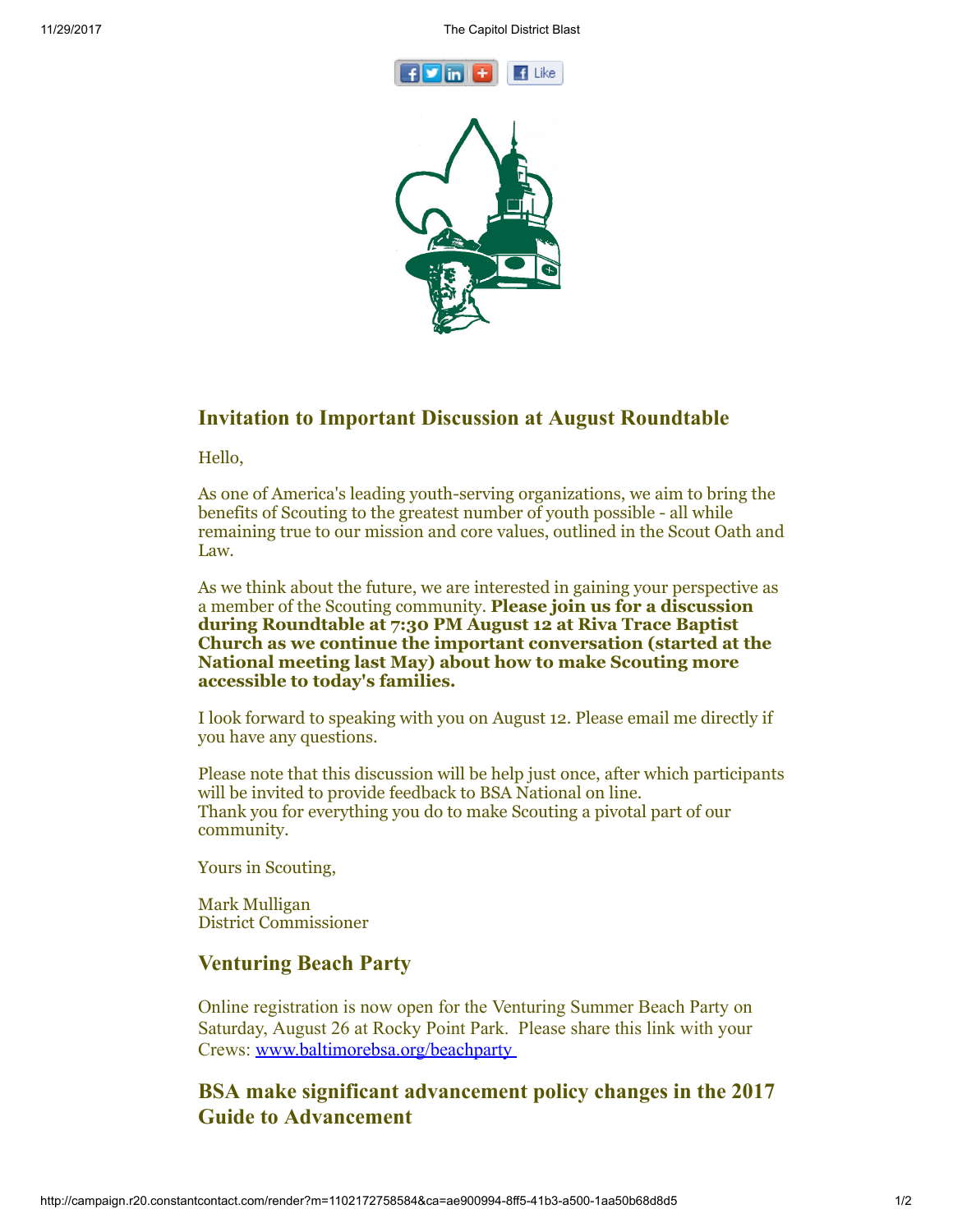## Invitation to Important Discussion at August Roundtable

Hello,

As one of America's leading youth-serving organizations, we aim to bring the benefits of Scouting to the greatest number of youth possible - all while remaining true to our mission and core values, outlined in the Scout Oath and Law.

As we think about the future, we are interested in gaining your perspective as a member of the Scouting community. **Please join us for a discussion during Roundtable at 7:30 PM August 12 at Riva Trace Baptist Church as we continue the important conversation (started at the National meeting last May) about how to make Scouting more accessible to today's families.**

I look forward to speaking with you on August 12. Please email me directly if you have any questions.

Please note that this discussion will be help just once, after which participants will be invited to provide feedback to BSA National on line.
Thank you for everything you do to make Scouting a pivotal part of our community.

Yours in Scouting,

Mark Mulligan
District Commissioner

## Venturing Beach Party

Online registration is now open for the Venturing Summer Beach Party on Saturday, August 26 at Rocky Point Park. Please share this link with your Crews: [www.baltimorebsa.org/beachparty](www.baltimorebsa.org/beachparty)

## BSA make significant advancement policy changes in the 2017 Guide to Advancement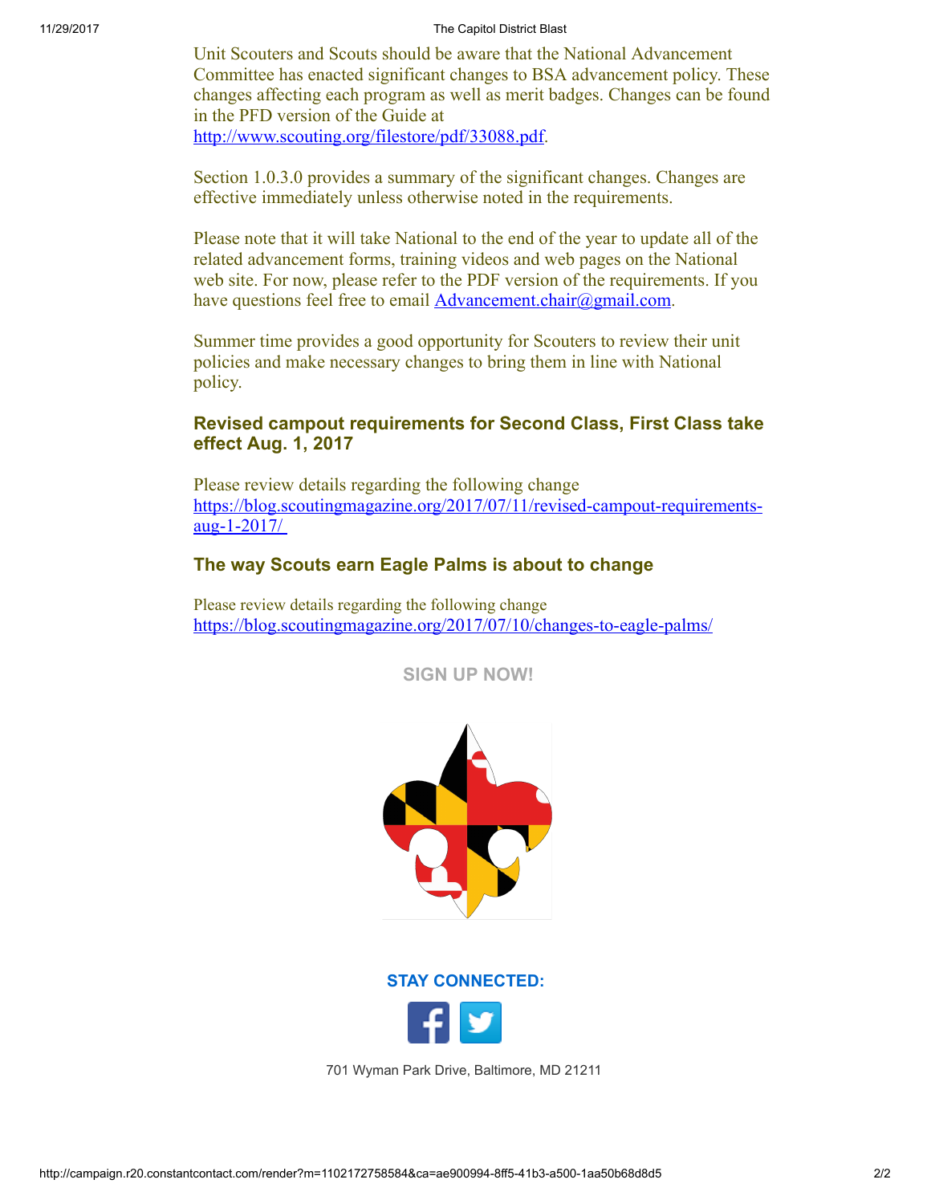Unit Scouters and Scouts should be aware that the National Advancement Committee has enacted significant changes to BSA advancement policy. These changes affecting each program as well as merit badges. Changes can be found in the PFD version of the Guide at http://www.scouting.org/filestore/pdf/33088.pdf.

Section 1.0.3.0 provides a summary of the significant changes. Changes are effective immediately unless otherwise noted in the requirements.

Please note that it will take National to the end of the year to update all of the related advancement forms, training videos and web pages on the National web site. For now, please refer to the PDF version of the requirements. If you have questions feel free to email Advancement.chair@gmail.com.

Summer time provides a good opportunity for Scouters to review their unit policies and make necessary changes to bring them in line with National policy.

### Revised campout requirements for Second Class, First Class take effect Aug. 1, 2017

Please review details regarding the following change
https://blog.scoutingmagazine.org/2017/07/11/revised-campout-requirements-aug-1-2017/

### The way Scouts earn Eagle Palms is about to change

Please review details regarding the following change
https://blog.scoutingmagazine.org/2017/07/10/changes-to-eagle-palms/

**SIGN UP NOW!**

**STAY CONNECTED:**

701 Wyman Park Drive, Baltimore, MD 21211